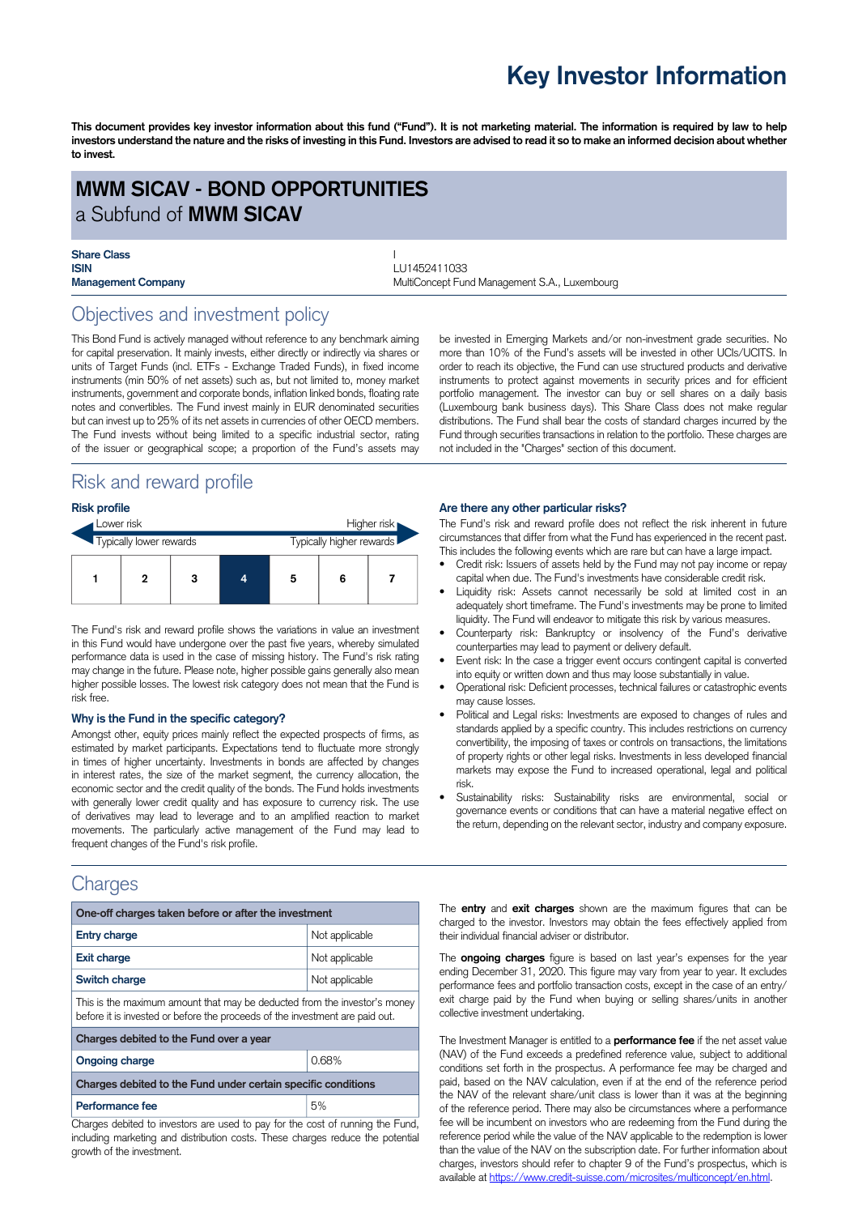# Key Investor Information

**This document provides key investor information about this fund ("Fund"). It is not marketing material. The information is required by law to help investors understand the nature and the risks of investing in this Fund. Investors are advised to read it so to make an informed decision about whether to invest.**

## MWM SICAV - BOND OPPORTUNITIES

a Subfund of **MWM SICAV**

| | |
|---|---|
| **Share Class** | I |
| **ISIN** | LU1452411033 |
| **Management Company** | MultiConcept Fund Management S.A., Luxembourg |

## Objectives and investment policy

This Bond Fund is actively managed without reference to any benchmark aiming for capital preservation. It mainly invests, either directly or indirectly via shares or units of Target Funds (incl. ETFs - Exchange Traded Funds), in fixed income instruments (min 50% of net assets) such as, but not limited to, money market instruments, government and corporate bonds, inflation linked bonds, floating rate notes and convertibles. The Fund invest mainly in EUR denominated securities but can invest up to 25% of its net assets in currencies of other OECD members. The Fund invests without being limited to a specific industrial sector, rating of the issuer or geographical scope; a proportion of the Fund's assets may be invested in Emerging Markets and/or non-investment grade securities. No more than 10% of the Fund's assets will be invested in other UCIs/UCITS. In order to reach its objective, the Fund can use structured products and derivative instruments to protect against movements in security prices and for efficient portfolio management. The investor can buy or sell shares on a daily basis (Luxembourg bank business days). This Share Class does not make regular distributions. The Fund shall bear the costs of standard charges incurred by the Fund through securities transactions in relation to the portfolio. These charges are not included in the "Charges" section of this document.

## Risk and reward profile

### Risk profile

Lower risk — Higher risk

Typically lower rewards — Typically higher rewards

| 1 | 2 | 3 | **4** | 5 | 6 | 7 |
|---|---|---|---|---|---|---|

The Fund's risk and reward profile shows the variations in value an investment in this Fund would have undergone over the past five years, whereby simulated performance data is used in the case of missing history. The Fund's risk rating may change in the future. Please note, higher possible gains generally also mean higher possible losses. The lowest risk category does not mean that the Fund is risk free.

### Why is the Fund in the specific category?

Amongst other, equity prices mainly reflect the expected prospects of firms, as estimated by market participants. Expectations tend to fluctuate more strongly in times of higher uncertainty. Investments in bonds are affected by changes in interest rates, the size of the market segment, the currency allocation, the economic sector and the credit quality of the bonds. The Fund holds investments with generally lower credit quality and has exposure to currency risk. The use of derivatives may lead to leverage and to an amplified reaction to market movements. The particularly active management of the Fund may lead to frequent changes of the Fund's risk profile.

### Are there any other particular risks?

The Fund's risk and reward profile does not reflect the risk inherent in future circumstances that differ from what the Fund has experienced in the recent past. This includes the following events which are rare but can have a large impact.

- Credit risk: Issuers of assets held by the Fund may not pay income or repay capital when due. The Fund's investments have considerable credit risk.
- Liquidity risk: Assets cannot necessarily be sold at limited cost in an adequately short timeframe. The Fund's investments may be prone to limited liquidity. The Fund will endeavor to mitigate this risk by various measures.
- Counterparty risk: Bankruptcy or insolvency of the Fund's derivative counterparties may lead to payment or delivery default.
- Event risk: In the case a trigger event occurs contingent capital is converted into equity or written down and thus may loose substantially in value.
- Operational risk: Deficient processes, technical failures or catastrophic events may cause losses.
- Political and Legal risks: Investments are exposed to changes of rules and standards applied by a specific country. This includes restrictions on currency convertibility, the imposing of taxes or controls on transactions, the limitations of property rights or other legal risks. Investments in less developed financial markets may expose the Fund to increased operational, legal and political risk.
- Sustainability risks: Sustainability risks are environmental, social or governance events or conditions that can have a material negative effect on the return, depending on the relevant sector, industry and company exposure.

## Charges

| One-off charges taken before or after the investment | |
|---|---|
| **Entry charge** | Not applicable |
| **Exit charge** | Not applicable |
| **Switch charge** | Not applicable |
| This is the maximum amount that may be deducted from the investor's money before it is invested or before the proceeds of the investment are paid out. | |
| **Charges debited to the Fund over a year** | |
| **Ongoing charge** | 0.68% |
| **Charges debited to the Fund under certain specific conditions** | |
| **Performance fee** | 5% |

Charges debited to investors are used to pay for the cost of running the Fund, including marketing and distribution costs. These charges reduce the potential growth of the investment.

The **entry** and **exit charges** shown are the maximum figures that can be charged to the investor. Investors may obtain the fees effectively applied from their individual financial adviser or distributor.

The **ongoing charges** figure is based on last year's expenses for the year ending December 31, 2020. This figure may vary from year to year. It excludes performance fees and portfolio transaction costs, except in the case of an entry/exit charge paid by the Fund when buying or selling shares/units in another collective investment undertaking.

The Investment Manager is entitled to a **performance fee** if the net asset value (NAV) of the Fund exceeds a predefined reference value, subject to additional conditions set forth in the prospectus. A performance fee may be charged and paid, based on the NAV calculation, even if at the end of the reference period the NAV of the relevant share/unit class is lower than it was at the beginning of the reference period. There may also be circumstances where a performance fee will be incumbent on investors who are redeeming from the Fund during the reference period while the value of the NAV applicable to the redemption is lower than the value of the NAV on the subscription date. For further information about charges, investors should refer to chapter 9 of the Fund's prospectus, which is available at https://www.credit-suisse.com/microsites/multiconcept/en.html.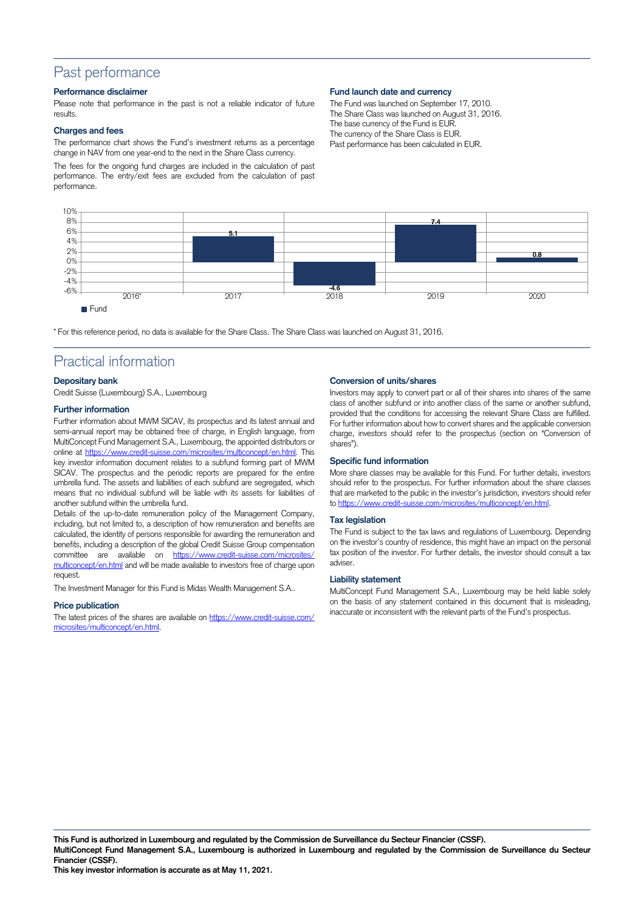# Past performance

### Performance disclaimer

Please note that performance in the past is not a reliable indicator of future results.

### Charges and fees

The performance chart shows the Fund's investment returns as a percentage change in NAV from one year-end to the next in the Share Class currency.

The fees for the ongoing fund charges are included in the calculation of past performance. The entry/exit fees are excluded from the calculation of past performance.

### Fund launch date and currency

The Fund was launched on September 17, 2010.
The Share Class was launched on August 31, 2016.
The base currency of the Fund is EUR.
The currency of the Share Class is EUR.
Past performance has been calculated in EUR.

10%
8%
6%
4%
2%
0%
-2%
-4%
-6%

5.1
-4.6
7.4
0.8

2016*
2017
2018
2019
2020

Fund

\* For this reference period, no data is available for the Share Class. The Share Class was launched on August 31, 2016.

# Practical information

### Depositary bank

Credit Suisse (Luxembourg) S.A., Luxembourg

### Further information

Further information about MWM SICAV, its prospectus and its latest annual and semi-annual report may be obtained free of charge, in English language, from MultiConcept Fund Management S.A., Luxembourg, the appointed distributors or online at https://www.credit-suisse.com/microsites/multiconcept/en.html. This key investor information document relates to a subfund forming part of MWM SICAV. The prospectus and the periodic reports are prepared for the entire umbrella fund. The assets and liabilities of each subfund are segregated, which means that no individual subfund will be liable with its assets for liabilities of another subfund within the umbrella fund.

Details of the up-to-date remuneration policy of the Management Company, including, but not limited to, a description of how remuneration and benefits are calculated, the identity of persons responsible for awarding the remuneration and benefits, including a description of the global Credit Suisse Group compensation committee are available on https://www.credit-suisse.com/microsites/multiconcept/en.html and will be made available to investors free of charge upon request.

The Investment Manager for this Fund is Midas Wealth Management S.A..

### Price publication

The latest prices of the shares are available on https://www.credit-suisse.com/microsites/multiconcept/en.html.

### Conversion of units/shares

Investors may apply to convert part or all of their shares into shares of the same class of another subfund or into another class of the same or another subfund, provided that the conditions for accessing the relevant Share Class are fulfilled. For further information about how to convert shares and the applicable conversion charge, investors should refer to the prospectus (section on "Conversion of shares").

### Specific fund information

More share classes may be available for this Fund. For further details, investors should refer to the prospectus. For further information about the share classes that are marketed to the public in the investor's jurisdiction, investors should refer to https://www.credit-suisse.com/microsites/multiconcept/en.html.

### Tax legislation

The Fund is subject to the tax laws and regulations of Luxembourg. Depending on the investor's country of residence, this might have an impact on the personal tax position of the investor. For further details, the investor should consult a tax adviser.

### Liability statement

MultiConcept Fund Management S.A., Luxembourg may be held liable solely on the basis of any statement contained in this document that is misleading, inaccurate or inconsistent with the relevant parts of the Fund's prospectus.

**This Fund is authorized in Luxembourg and regulated by the Commission de Surveillance du Secteur Financier (CSSF).**
**MultiConcept Fund Management S.A., Luxembourg is authorized in Luxembourg and regulated by the Commission de Surveillance du Secteur Financier (CSSF).**
**This key investor information is accurate as at May 11, 2021.**